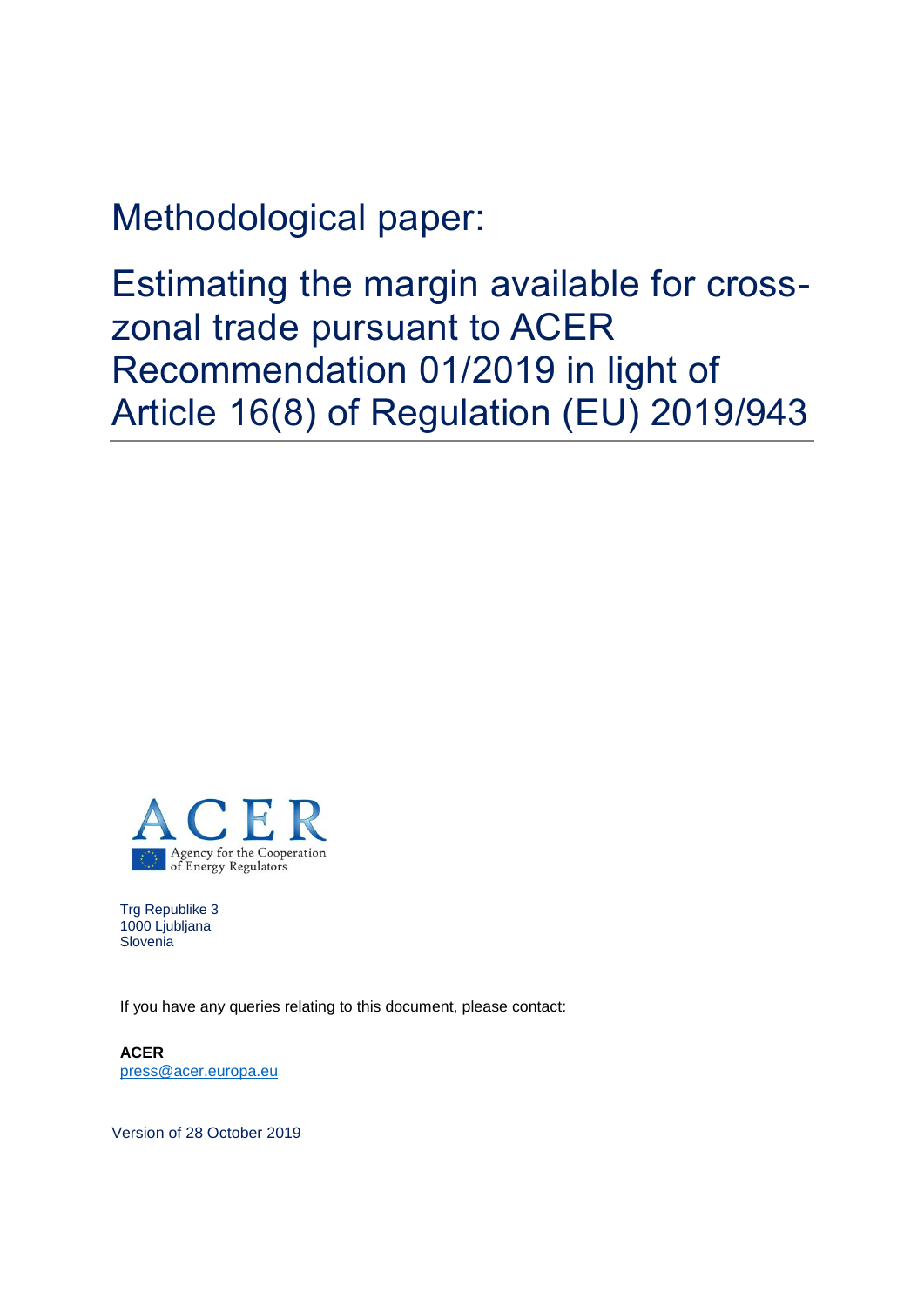# Methodological paper:

# Estimating the margin available for cross-zonal trade pursuant to ACER Recommendation 01/2019 in light of Article 16(8) of Regulation (EU) 2019/943

ACER
Agency for the Cooperation of Energy Regulators

Trg Republike 3
1000 Ljubljana
Slovenia

If you have any queries relating to this document, please contact:

**ACER**
press@acer.europa.eu

Version of 28 October 2019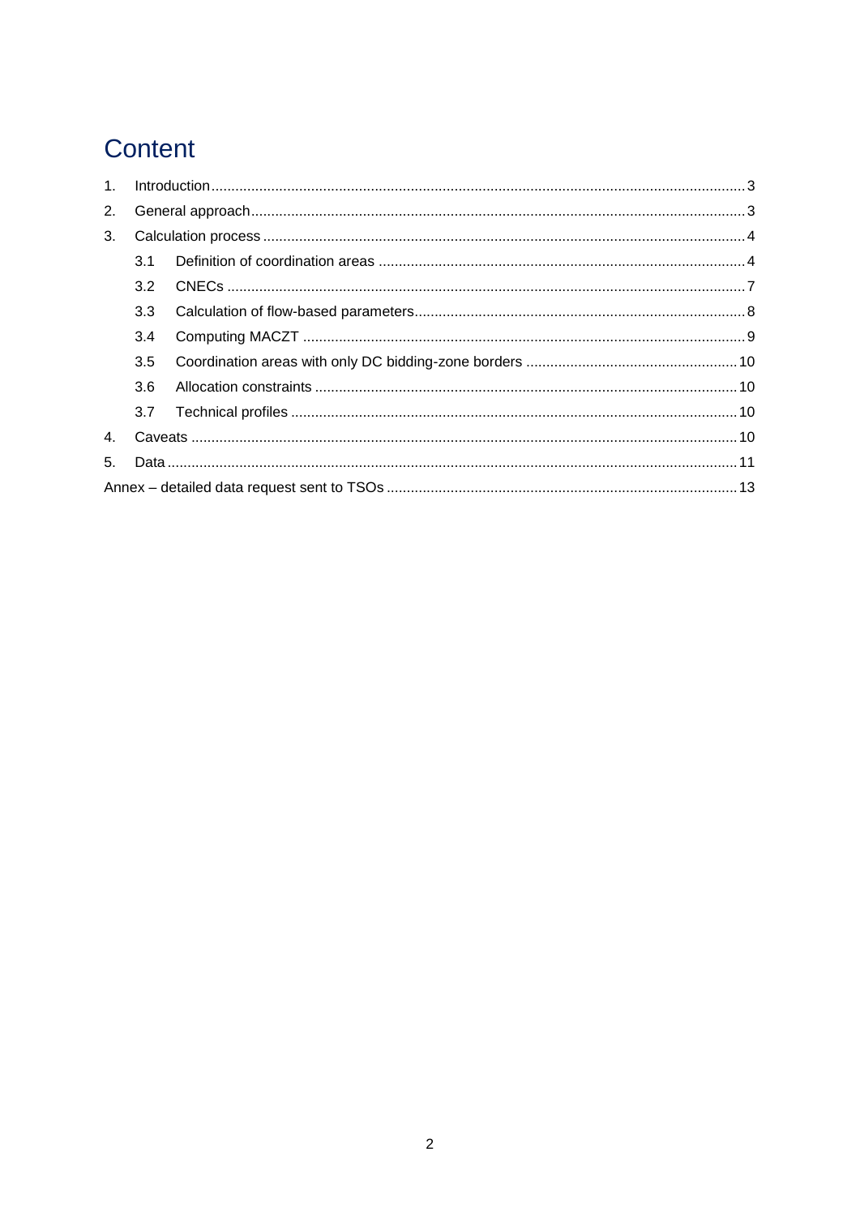# Content

1. Introduction ... 3
2. General approach ... 3
3. Calculation process ... 4
   - 3.1 Definition of coordination areas ... 4
   - 3.2 CNECs ... 7
   - 3.3 Calculation of flow-based parameters ... 8
   - 3.4 Computing MACZT ... 9
   - 3.5 Coordination areas with only DC bidding-zone borders ... 10
   - 3.6 Allocation constraints ... 10
   - 3.7 Technical profiles ... 10
4. Caveats ... 10
5. Data ... 11

Annex – detailed data request sent to TSOs ... 13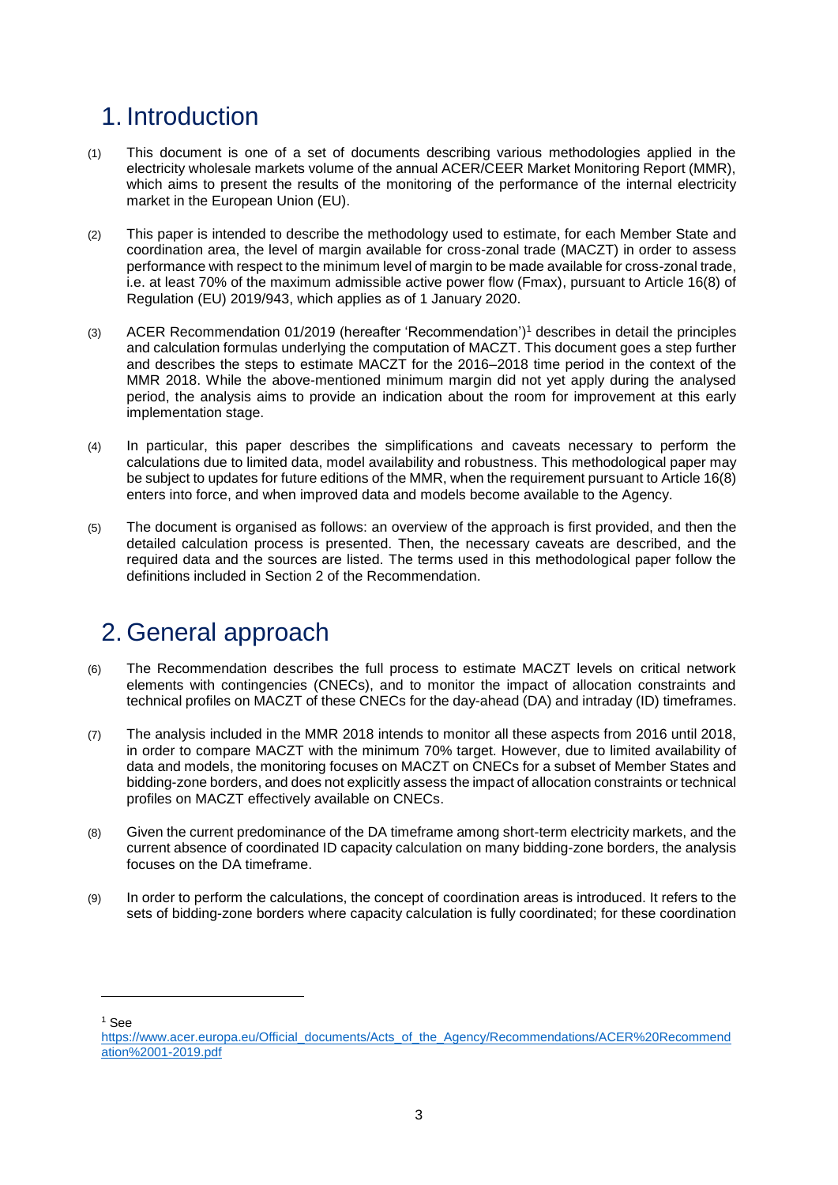# 1. Introduction

(1) This document is one of a set of documents describing various methodologies applied in the electricity wholesale markets volume of the annual ACER/CEER Market Monitoring Report (MMR), which aims to present the results of the monitoring of the performance of the internal electricity market in the European Union (EU).

(2) This paper is intended to describe the methodology used to estimate, for each Member State and coordination area, the level of margin available for cross-zonal trade (MACZT) in order to assess performance with respect to the minimum level of margin to be made available for cross-zonal trade, i.e. at least 70% of the maximum admissible active power flow (Fmax), pursuant to Article 16(8) of Regulation (EU) 2019/943, which applies as of 1 January 2020.

(3) ACER Recommendation 01/2019 (hereafter 'Recommendation')[1] describes in detail the principles and calculation formulas underlying the computation of MACZT. This document goes a step further and describes the steps to estimate MACZT for the 2016–2018 time period in the context of the MMR 2018. While the above-mentioned minimum margin did not yet apply during the analysed period, the analysis aims to provide an indication about the room for improvement at this early implementation stage.

(4) In particular, this paper describes the simplifications and caveats necessary to perform the calculations due to limited data, model availability and robustness. This methodological paper may be subject to updates for future editions of the MMR, when the requirement pursuant to Article 16(8) enters into force, and when improved data and models become available to the Agency.

(5) The document is organised as follows: an overview of the approach is first provided, and then the detailed calculation process is presented. Then, the necessary caveats are described, and the required data and the sources are listed. The terms used in this methodological paper follow the definitions included in Section 2 of the Recommendation.

# 2. General approach

(6) The Recommendation describes the full process to estimate MACZT levels on critical network elements with contingencies (CNECs), and to monitor the impact of allocation constraints and technical profiles on MACZT of these CNECs for the day-ahead (DA) and intraday (ID) timeframes.

(7) The analysis included in the MMR 2018 intends to monitor all these aspects from 2016 until 2018, in order to compare MACZT with the minimum 70% target. However, due to limited availability of data and models, the monitoring focuses on MACZT on CNECs for a subset of Member States and bidding-zone borders, and does not explicitly assess the impact of allocation constraints or technical profiles on MACZT effectively available on CNECs.

(8) Given the current predominance of the DA timeframe among short-term electricity markets, and the current absence of coordinated ID capacity calculation on many bidding-zone borders, the analysis focuses on the DA timeframe.

(9) In order to perform the calculations, the concept of coordination areas is introduced. It refers to the sets of bidding-zone borders where capacity calculation is fully coordinated; for these coordination

---

[1] See https://www.acer.europa.eu/Official_documents/Acts_of_the_Agency/Recommendations/ACER%20Recommendation%2001-2019.pdf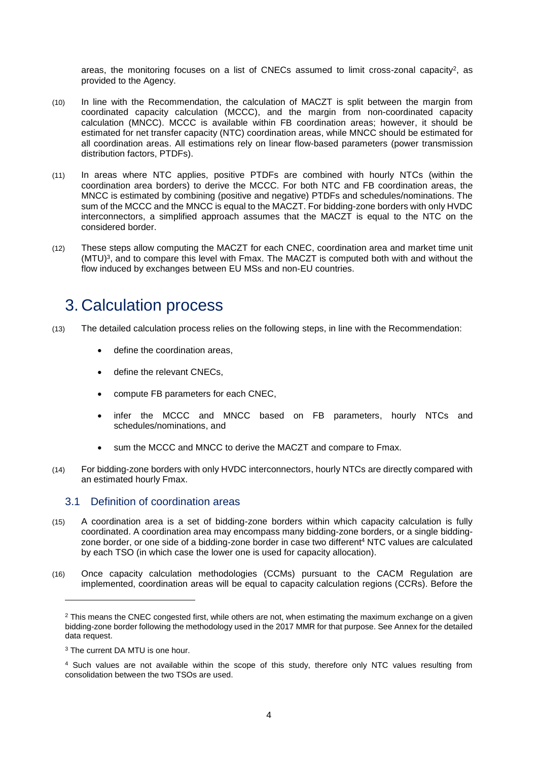areas, the monitoring focuses on a list of CNECs assumed to limit cross-zonal capacity[2], as provided to the Agency.

(10) In line with the Recommendation, the calculation of MACZT is split between the margin from coordinated capacity calculation (MCCC), and the margin from non-coordinated capacity calculation (MNCC). MCCC is available within FB coordination areas; however, it should be estimated for net transfer capacity (NTC) coordination areas, while MNCC should be estimated for all coordination areas. All estimations rely on linear flow-based parameters (power transmission distribution factors, PTDFs).

(11) In areas where NTC applies, positive PTDFs are combined with hourly NTCs (within the coordination area borders) to derive the MCCC. For both NTC and FB coordination areas, the MNCC is estimated by combining (positive and negative) PTDFs and schedules/nominations. The sum of the MCCC and the MNCC is equal to the MACZT. For bidding-zone borders with only HVDC interconnectors, a simplified approach assumes that the MACZT is equal to the NTC on the considered border.

(12) These steps allow computing the MACZT for each CNEC, coordination area and market time unit (MTU)[3], and to compare this level with Fmax. The MACZT is computed both with and without the flow induced by exchanges between EU MSs and non-EU countries.

# 3. Calculation process

(13) The detailed calculation process relies on the following steps, in line with the Recommendation:

- define the coordination areas,
- define the relevant CNECs,
- compute FB parameters for each CNEC,
- infer the MCCC and MNCC based on FB parameters, hourly NTCs and schedules/nominations, and
- sum the MCCC and MNCC to derive the MACZT and compare to Fmax.

(14) For bidding-zone borders with only HVDC interconnectors, hourly NTCs are directly compared with an estimated hourly Fmax.

## 3.1 Definition of coordination areas

(15) A coordination area is a set of bidding-zone borders within which capacity calculation is fully coordinated. A coordination area may encompass many bidding-zone borders, or a single bidding-zone border, or one side of a bidding-zone border in case two different[4] NTC values are calculated by each TSO (in which case the lower one is used for capacity allocation).

(16) Once capacity calculation methodologies (CCMs) pursuant to the CACM Regulation are implemented, coordination areas will be equal to capacity calculation regions (CCRs). Before the

[2] This means the CNEC congested first, while others are not, when estimating the maximum exchange on a given bidding-zone border following the methodology used in the 2017 MMR for that purpose. See Annex for the detailed data request.

[3] The current DA MTU is one hour.

[4] Such values are not available within the scope of this study, therefore only NTC values resulting from consolidation between the two TSOs are used.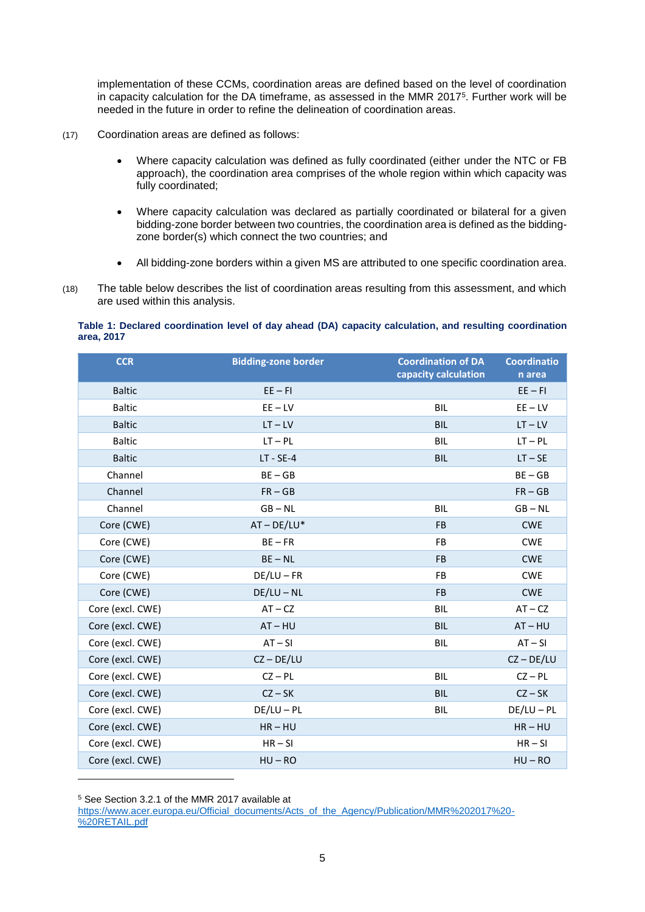implementation of these CCMs, coordination areas are defined based on the level of coordination in capacity calculation for the DA timeframe, as assessed in the MMR 2017[5]. Further work will be needed in the future in order to refine the delineation of coordination areas.

(17) Coordination areas are defined as follows:

- Where capacity calculation was defined as fully coordinated (either under the NTC or FB approach), the coordination area comprises of the whole region within which capacity was fully coordinated;
- Where capacity calculation was declared as partially coordinated or bilateral for a given bidding-zone border between two countries, the coordination area is defined as the bidding-zone border(s) which connect the two countries; and
- All bidding-zone borders within a given MS are attributed to one specific coordination area.

(18) The table below describes the list of coordination areas resulting from this assessment, and which are used within this analysis.

**Table 1: Declared coordination level of day ahead (DA) capacity calculation, and resulting coordination area, 2017**

| CCR | Bidding-zone border | Coordination of DA capacity calculation | Coordination area |
|---|---|---|---|
| Baltic | EE – FI | | EE – FI |
| Baltic | EE – LV | BIL | EE – LV |
| Baltic | LT – LV | BIL | LT – LV |
| Baltic | LT – PL | BIL | LT – PL |
| Baltic | LT - SE-4 | BIL | LT – SE |
| Channel | BE – GB | | BE – GB |
| Channel | FR – GB | | FR – GB |
| Channel | GB – NL | BIL | GB – NL |
| Core (CWE) | AT – DE/LU* | FB | CWE |
| Core (CWE) | BE – FR | FB | CWE |
| Core (CWE) | BE – NL | FB | CWE |
| Core (CWE) | DE/LU – FR | FB | CWE |
| Core (CWE) | DE/LU – NL | FB | CWE |
| Core (excl. CWE) | AT – CZ | BIL | AT – CZ |
| Core (excl. CWE) | AT – HU | BIL | AT – HU |
| Core (excl. CWE) | AT – SI | BIL | AT – SI |
| Core (excl. CWE) | CZ – DE/LU | | CZ – DE/LU |
| Core (excl. CWE) | CZ – PL | BIL | CZ – PL |
| Core (excl. CWE) | CZ – SK | BIL | CZ – SK |
| Core (excl. CWE) | DE/LU – PL | BIL | DE/LU – PL |
| Core (excl. CWE) | HR – HU | | HR – HU |
| Core (excl. CWE) | HR – SI | | HR – SI |
| Core (excl. CWE) | HU – RO | | HU – RO |

[5] See Section 3.2.1 of the MMR 2017 available at https://www.acer.europa.eu/Official_documents/Acts_of_the_Agency/Publication/MMR%202017%20-%20RETAIL.pdf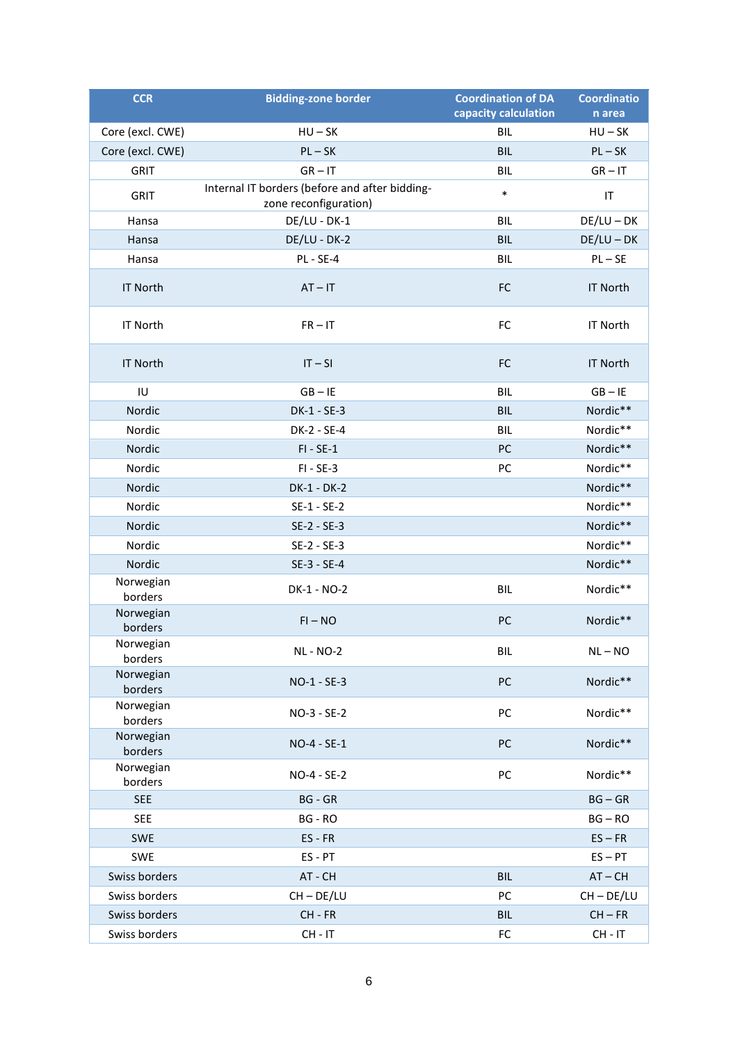| CCR | Bidding-zone border | Coordination of DA capacity calculation | Coordination area |
|---|---|---|---|
| Core (excl. CWE) | HU – SK | BIL | HU – SK |
| Core (excl. CWE) | PL – SK | BIL | PL – SK |
| GRIT | GR – IT | BIL | GR – IT |
| GRIT | Internal IT borders (before and after bidding-zone reconfiguration) | * | IT |
| Hansa | DE/LU - DK-1 | BIL | DE/LU – DK |
| Hansa | DE/LU - DK-2 | BIL | DE/LU – DK |
| Hansa | PL - SE-4 | BIL | PL – SE |
| IT North | AT – IT | FC | IT North |
| IT North | FR – IT | FC | IT North |
| IT North | IT – SI | FC | IT North |
| IU | GB – IE | BIL | GB – IE |
| Nordic | DK-1 - SE-3 | BIL | Nordic** |
| Nordic | DK-2 - SE-4 | BIL | Nordic** |
| Nordic | FI - SE-1 | PC | Nordic** |
| Nordic | FI - SE-3 | PC | Nordic** |
| Nordic | DK-1 - DK-2 | | Nordic** |
| Nordic | SE-1 - SE-2 | | Nordic** |
| Nordic | SE-2 - SE-3 | | Nordic** |
| Nordic | SE-2 - SE-3 | | Nordic** |
| Nordic | SE-3 - SE-4 | | Nordic** |
| Norwegian borders | DK-1 - NO-2 | BIL | Nordic** |
| Norwegian borders | FI – NO | PC | Nordic** |
| Norwegian borders | NL - NO-2 | BIL | NL – NO |
| Norwegian borders | NO-1 - SE-3 | PC | Nordic** |
| Norwegian borders | NO-3 - SE-2 | PC | Nordic** |
| Norwegian borders | NO-4 - SE-1 | PC | Nordic** |
| Norwegian borders | NO-4 - SE-2 | PC | Nordic** |
| SEE | BG - GR | | BG – GR |
| SEE | BG - RO | | BG – RO |
| SWE | ES - FR | | ES – FR |
| SWE | ES - PT | | ES – PT |
| Swiss borders | AT - CH | BIL | AT – CH |
| Swiss borders | CH – DE/LU | PC | CH – DE/LU |
| Swiss borders | CH - FR | BIL | CH – FR |
| Swiss borders | CH - IT | FC | CH - IT |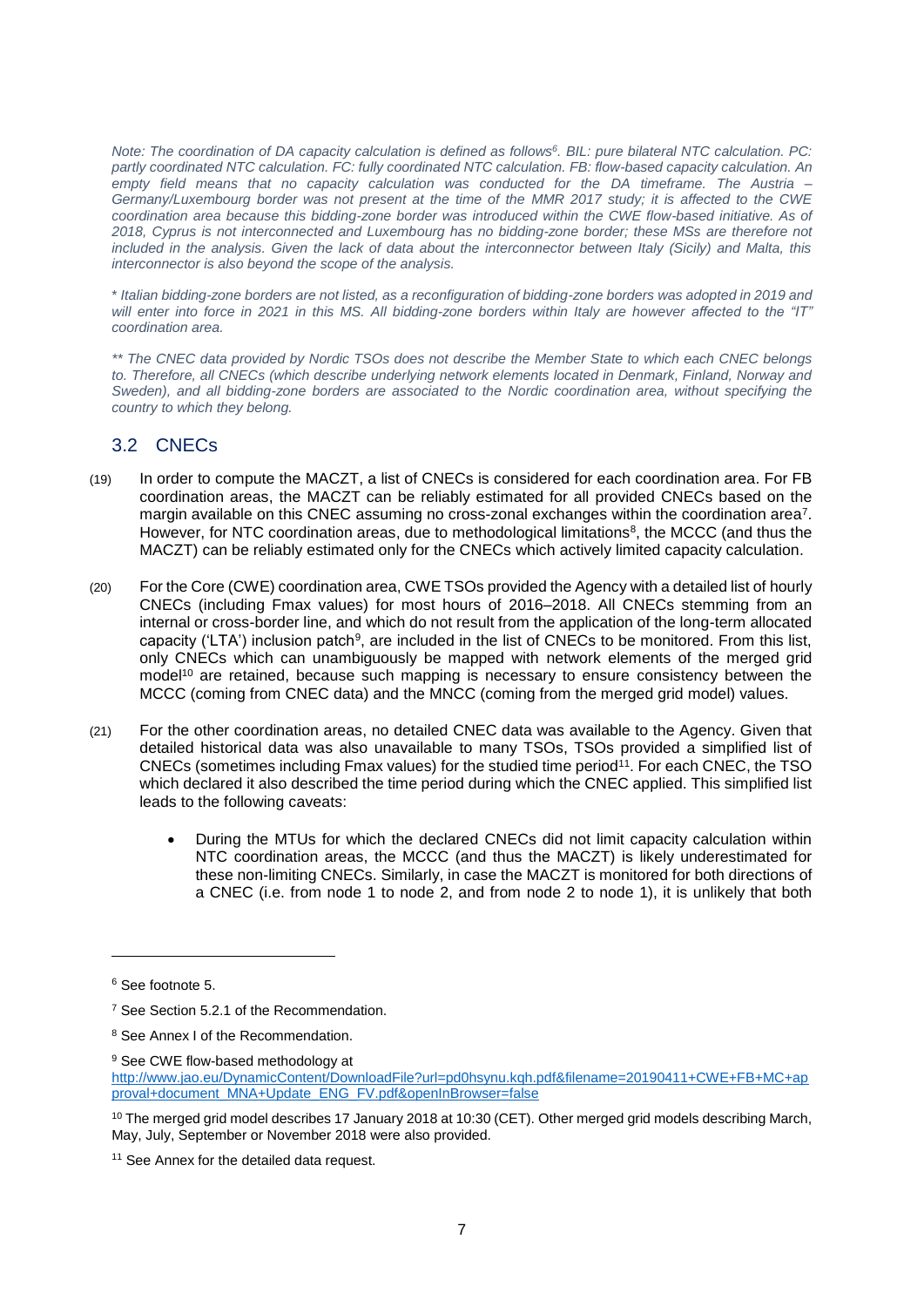*Note: The coordination of DA capacity calculation is defined as follows[6]. BIL: pure bilateral NTC calculation. PC: partly coordinated NTC calculation. FC: fully coordinated NTC calculation. FB: flow-based capacity calculation. An empty field means that no capacity calculation was conducted for the DA timeframe. The Austria – Germany/Luxembourg border was not present at the time of the MMR 2017 study; it is affected to the CWE coordination area because this bidding-zone border was introduced within the CWE flow-based initiative. As of 2018, Cyprus is not interconnected and Luxembourg has no bidding-zone border; these MSs are therefore not included in the analysis. Given the lack of data about the interconnector between Italy (Sicily) and Malta, this interconnector is also beyond the scope of the analysis.*

*\* Italian bidding-zone borders are not listed, as a reconfiguration of bidding-zone borders was adopted in 2019 and will enter into force in 2021 in this MS. All bidding-zone borders within Italy are however affected to the "IT" coordination area.*

*\*\* The CNEC data provided by Nordic TSOs does not describe the Member State to which each CNEC belongs to. Therefore, all CNECs (which describe underlying network elements located in Denmark, Finland, Norway and Sweden), and all bidding-zone borders are associated to the Nordic coordination area, without specifying the country to which they belong.*

## 3.2 CNECs

(19) In order to compute the MACZT, a list of CNECs is considered for each coordination area. For FB coordination areas, the MACZT can be reliably estimated for all provided CNECs based on the margin available on this CNEC assuming no cross-zonal exchanges within the coordination area[7]. However, for NTC coordination areas, due to methodological limitations[8], the MCCC (and thus the MACZT) can be reliably estimated only for the CNECs which actively limited capacity calculation.

(20) For the Core (CWE) coordination area, CWE TSOs provided the Agency with a detailed list of hourly CNECs (including Fmax values) for most hours of 2016–2018. All CNECs stemming from an internal or cross-border line, and which do not result from the application of the long-term allocated capacity ('LTA') inclusion patch[9], are included in the list of CNECs to be monitored. From this list, only CNECs which can unambiguously be mapped with network elements of the merged grid model[10] are retained, because such mapping is necessary to ensure consistency between the MCCC (coming from CNEC data) and the MNCC (coming from the merged grid model) values.

(21) For the other coordination areas, no detailed CNEC data was available to the Agency. Given that detailed historical data was also unavailable to many TSOs, TSOs provided a simplified list of CNECs (sometimes including Fmax values) for the studied time period[11]. For each CNEC, the TSO which declared it also described the time period during which the CNEC applied. This simplified list leads to the following caveats:

- During the MTUs for which the declared CNECs did not limit capacity calculation within NTC coordination areas, the MCCC (and thus the MACZT) is likely underestimated for these non-limiting CNECs. Similarly, in case the MACZT is monitored for both directions of a CNEC (i.e. from node 1 to node 2, and from node 2 to node 1), it is unlikely that both

---

[6] See footnote 5.

[7] See Section 5.2.1 of the Recommendation.

[8] See Annex I of the Recommendation.

[9] See CWE flow-based methodology at http://www.jao.eu/DynamicContent/DownloadFile?url=pd0hsynu.kqh.pdf&filename=20190411+CWE+FB+MC+approval+document_MNA+Update_ENG_FV.pdf&openInBrowser=false

[10] The merged grid model describes 17 January 2018 at 10:30 (CET). Other merged grid models describing March, May, July, September or November 2018 were also provided.

[11] See Annex for the detailed data request.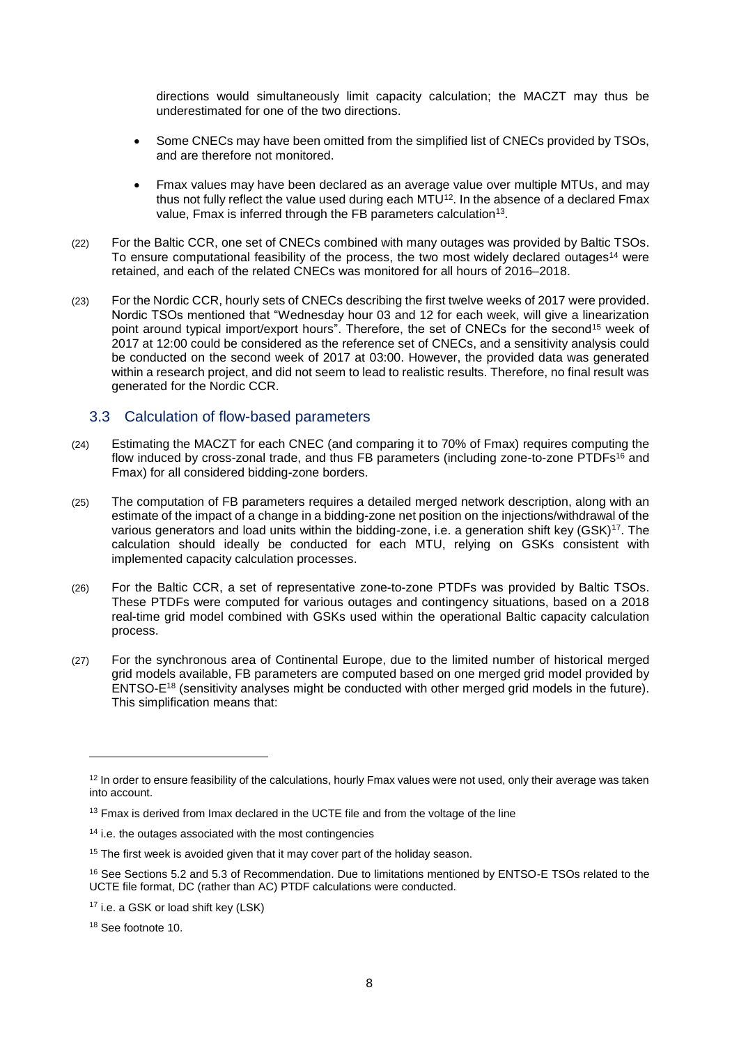directions would simultaneously limit capacity calculation; the MACZT may thus be underestimated for one of the two directions.

- Some CNECs may have been omitted from the simplified list of CNECs provided by TSOs, and are therefore not monitored.
- Fmax values may have been declared as an average value over multiple MTUs, and may thus not fully reflect the value used during each MTU[12]. In the absence of a declared Fmax value, Fmax is inferred through the FB parameters calculation[13].

(22) For the Baltic CCR, one set of CNECs combined with many outages was provided by Baltic TSOs. To ensure computational feasibility of the process, the two most widely declared outages[14] were retained, and each of the related CNECs was monitored for all hours of 2016–2018.

(23) For the Nordic CCR, hourly sets of CNECs describing the first twelve weeks of 2017 were provided. Nordic TSOs mentioned that "Wednesday hour 03 and 12 for each week, will give a linearization point around typical import/export hours". Therefore, the set of CNECs for the second[15] week of 2017 at 12:00 could be considered as the reference set of CNECs, and a sensitivity analysis could be conducted on the second week of 2017 at 03:00. However, the provided data was generated within a research project, and did not seem to lead to realistic results. Therefore, no final result was generated for the Nordic CCR.

## 3.3 Calculation of flow-based parameters

(24) Estimating the MACZT for each CNEC (and comparing it to 70% of Fmax) requires computing the flow induced by cross-zonal trade, and thus FB parameters (including zone-to-zone PTDFs[16] and Fmax) for all considered bidding-zone borders.

(25) The computation of FB parameters requires a detailed merged network description, along with an estimate of the impact of a change in a bidding-zone net position on the injections/withdrawal of the various generators and load units within the bidding-zone, i.e. a generation shift key (GSK)[17]. The calculation should ideally be conducted for each MTU, relying on GSKs consistent with implemented capacity calculation processes.

(26) For the Baltic CCR, a set of representative zone-to-zone PTDFs was provided by Baltic TSOs. These PTDFs were computed for various outages and contingency situations, based on a 2018 real-time grid model combined with GSKs used within the operational Baltic capacity calculation process.

(27) For the synchronous area of Continental Europe, due to the limited number of historical merged grid models available, FB parameters are computed based on one merged grid model provided by ENTSO-E[18] (sensitivity analyses might be conducted with other merged grid models in the future). This simplification means that:

---

[12] In order to ensure feasibility of the calculations, hourly Fmax values were not used, only their average was taken into account.

[13] Fmax is derived from Imax declared in the UCTE file and from the voltage of the line

[14] i.e. the outages associated with the most contingencies

[15] The first week is avoided given that it may cover part of the holiday season.

[16] See Sections 5.2 and 5.3 of Recommendation. Due to limitations mentioned by ENTSO-E TSOs related to the UCTE file format, DC (rather than AC) PTDF calculations were conducted.

[17] i.e. a GSK or load shift key (LSK)

[18] See footnote 10.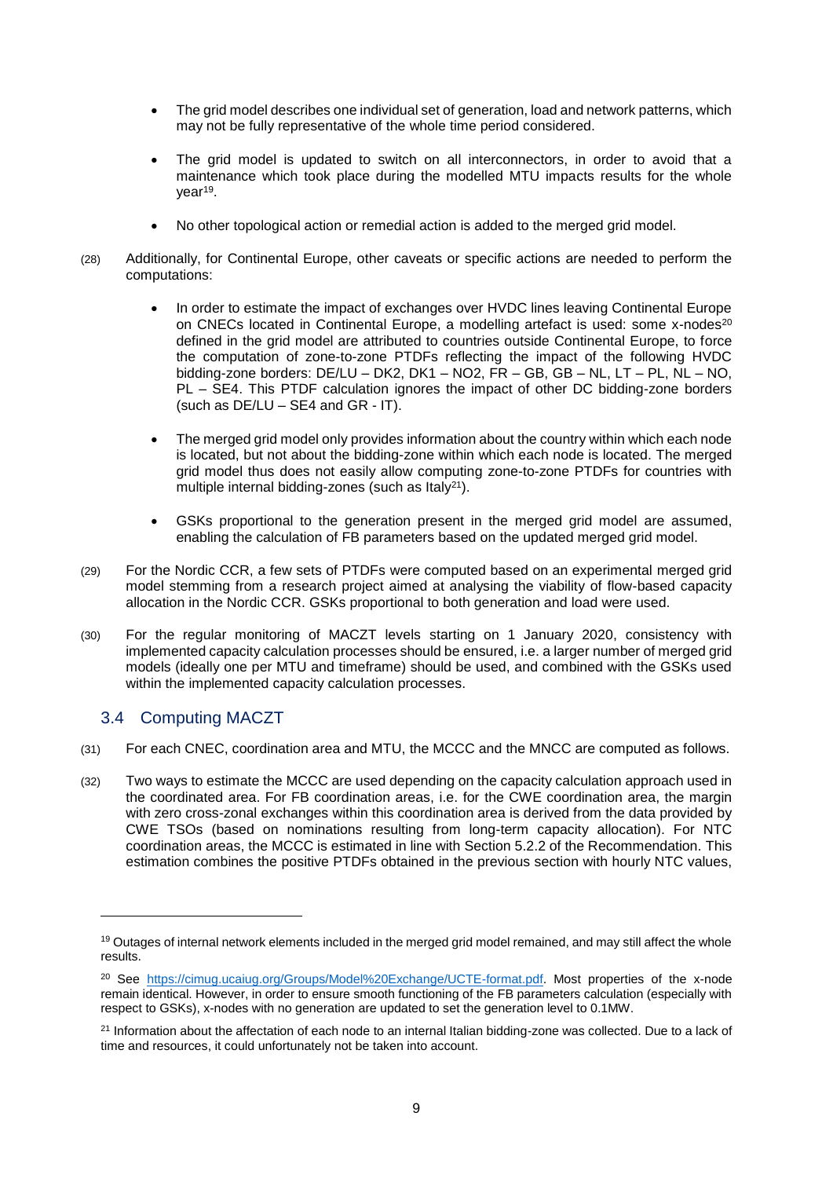- The grid model describes one individual set of generation, load and network patterns, which may not be fully representative of the whole time period considered.

- The grid model is updated to switch on all interconnectors, in order to avoid that a maintenance which took place during the modelled MTU impacts results for the whole year[19].

- No other topological action or remedial action is added to the merged grid model.

(28) Additionally, for Continental Europe, other caveats or specific actions are needed to perform the computations:

- In order to estimate the impact of exchanges over HVDC lines leaving Continental Europe on CNECs located in Continental Europe, a modelling artefact is used: some x-nodes[20] defined in the grid model are attributed to countries outside Continental Europe, to force the computation of zone-to-zone PTDFs reflecting the impact of the following HVDC bidding-zone borders: DE/LU – DK2, DK1 – NO2, FR – GB, GB – NL, LT – PL, NL – NO, PL – SE4. This PTDF calculation ignores the impact of other DC bidding-zone borders (such as DE/LU – SE4 and GR - IT).

- The merged grid model only provides information about the country within which each node is located, but not about the bidding-zone within which each node is located. The merged grid model thus does not easily allow computing zone-to-zone PTDFs for countries with multiple internal bidding-zones (such as Italy[21]).

- GSKs proportional to the generation present in the merged grid model are assumed, enabling the calculation of FB parameters based on the updated merged grid model.

(29) For the Nordic CCR, a few sets of PTDFs were computed based on an experimental merged grid model stemming from a research project aimed at analysing the viability of flow-based capacity allocation in the Nordic CCR. GSKs proportional to both generation and load were used.

(30) For the regular monitoring of MACZT levels starting on 1 January 2020, consistency with implemented capacity calculation processes should be ensured, i.e. a larger number of merged grid models (ideally one per MTU and timeframe) should be used, and combined with the GSKs used within the implemented capacity calculation processes.

## 3.4 Computing MACZT

(31) For each CNEC, coordination area and MTU, the MCCC and the MNCC are computed as follows.

(32) Two ways to estimate the MCCC are used depending on the capacity calculation approach used in the coordinated area. For FB coordination areas, i.e. for the CWE coordination area, the margin with zero cross-zonal exchanges within this coordination area is derived from the data provided by CWE TSOs (based on nominations resulting from long-term capacity allocation). For NTC coordination areas, the MCCC is estimated in line with Section 5.2.2 of the Recommendation. This estimation combines the positive PTDFs obtained in the previous section with hourly NTC values,

---

[19] Outages of internal network elements included in the merged grid model remained, and may still affect the whole results.

[20] See https://cimug.ucaiug.org/Groups/Model%20Exchange/UCTE-format.pdf. Most properties of the x-node remain identical. However, in order to ensure smooth functioning of the FB parameters calculation (especially with respect to GSKs), x-nodes with no generation are updated to set the generation level to 0.1MW.

[21] Information about the affectation of each node to an internal Italian bidding-zone was collected. Due to a lack of time and resources, it could unfortunately not be taken into account.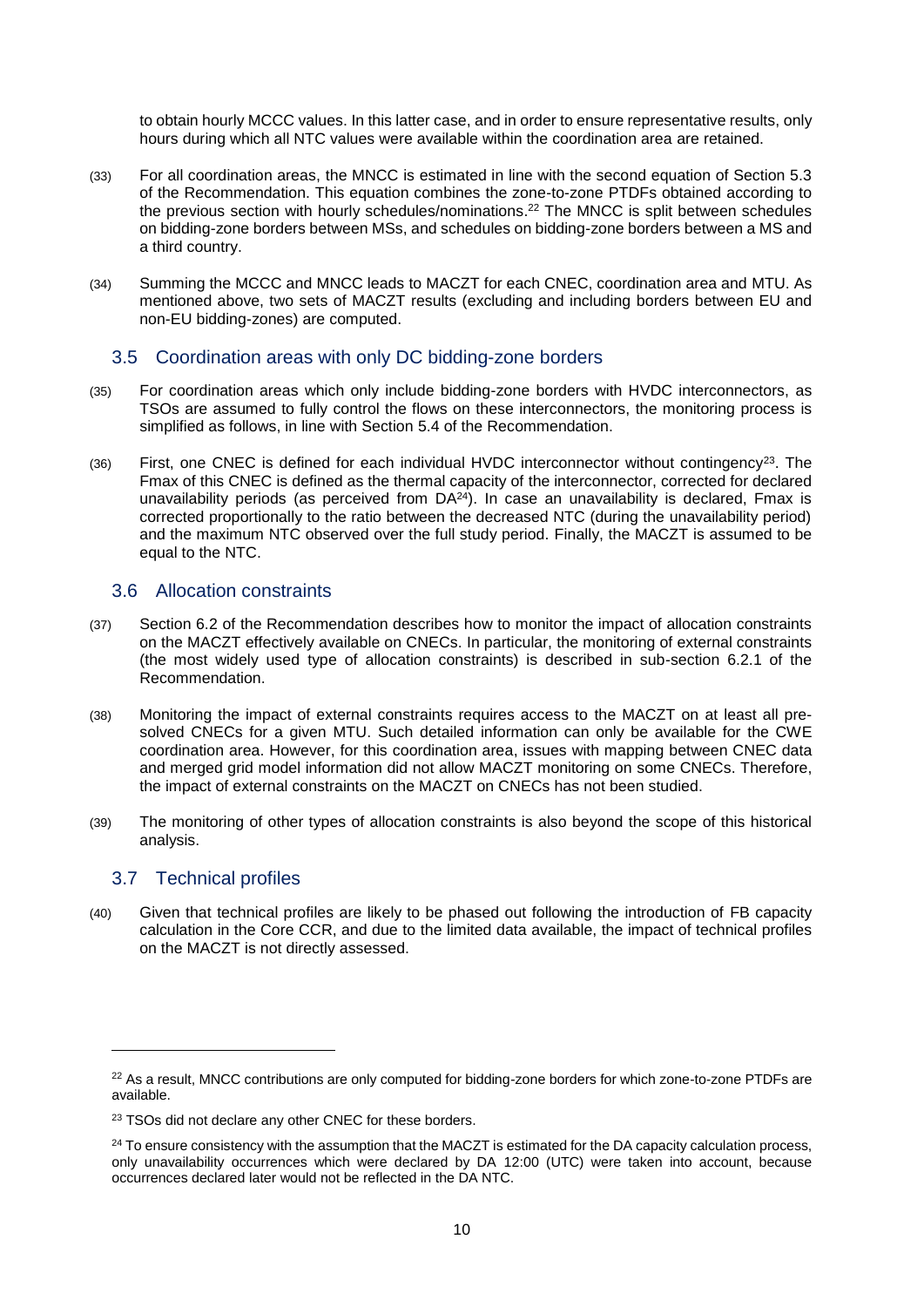to obtain hourly MCCC values. In this latter case, and in order to ensure representative results, only hours during which all NTC values were available within the coordination area are retained.

(33) For all coordination areas, the MNCC is estimated in line with the second equation of Section 5.3 of the Recommendation. This equation combines the zone-to-zone PTDFs obtained according to the previous section with hourly schedules/nominations.[22] The MNCC is split between schedules on bidding-zone borders between MSs, and schedules on bidding-zone borders between a MS and a third country.

(34) Summing the MCCC and MNCC leads to MACZT for each CNEC, coordination area and MTU. As mentioned above, two sets of MACZT results (excluding and including borders between EU and non-EU bidding-zones) are computed.

## 3.5 Coordination areas with only DC bidding-zone borders

(35) For coordination areas which only include bidding-zone borders with HVDC interconnectors, as TSOs are assumed to fully control the flows on these interconnectors, the monitoring process is simplified as follows, in line with Section 5.4 of the Recommendation.

(36) First, one CNEC is defined for each individual HVDC interconnector without contingency[23]. The Fmax of this CNEC is defined as the thermal capacity of the interconnector, corrected for declared unavailability periods (as perceived from DA[24]). In case an unavailability is declared, Fmax is corrected proportionally to the ratio between the decreased NTC (during the unavailability period) and the maximum NTC observed over the full study period. Finally, the MACZT is assumed to be equal to the NTC.

## 3.6 Allocation constraints

(37) Section 6.2 of the Recommendation describes how to monitor the impact of allocation constraints on the MACZT effectively available on CNECs. In particular, the monitoring of external constraints (the most widely used type of allocation constraints) is described in sub-section 6.2.1 of the Recommendation.

(38) Monitoring the impact of external constraints requires access to the MACZT on at least all pre-solved CNECs for a given MTU. Such detailed information can only be available for the CWE coordination area. However, for this coordination area, issues with mapping between CNEC data and merged grid model information did not allow MACZT monitoring on some CNECs. Therefore, the impact of external constraints on the MACZT on CNECs has not been studied.

(39) The monitoring of other types of allocation constraints is also beyond the scope of this historical analysis.

## 3.7 Technical profiles

(40) Given that technical profiles are likely to be phased out following the introduction of FB capacity calculation in the Core CCR, and due to the limited data available, the impact of technical profiles on the MACZT is not directly assessed.

---

[22] As a result, MNCC contributions are only computed for bidding-zone borders for which zone-to-zone PTDFs are available.

[23] TSOs did not declare any other CNEC for these borders.

[24] To ensure consistency with the assumption that the MACZT is estimated for the DA capacity calculation process, only unavailability occurrences which were declared by DA 12:00 (UTC) were taken into account, because occurrences declared later would not be reflected in the DA NTC.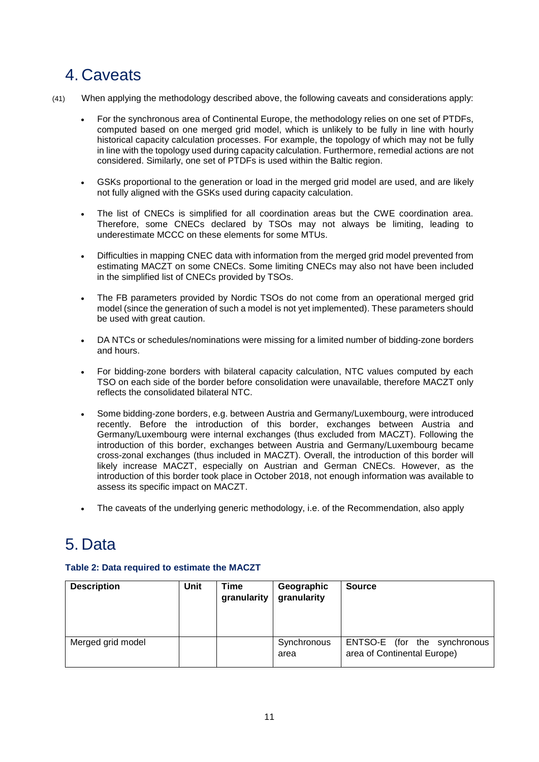# 4. Caveats

(41) When applying the methodology described above, the following caveats and considerations apply:

- For the synchronous area of Continental Europe, the methodology relies on one set of PTDFs, computed based on one merged grid model, which is unlikely to be fully in line with hourly historical capacity calculation processes. For example, the topology of which may not be fully in line with the topology used during capacity calculation. Furthermore, remedial actions are not considered. Similarly, one set of PTDFs is used within the Baltic region.

- GSKs proportional to the generation or load in the merged grid model are used, and are likely not fully aligned with the GSKs used during capacity calculation.

- The list of CNECs is simplified for all coordination areas but the CWE coordination area. Therefore, some CNECs declared by TSOs may not always be limiting, leading to underestimate MCCC on these elements for some MTUs.

- Difficulties in mapping CNEC data with information from the merged grid model prevented from estimating MACZT on some CNECs. Some limiting CNECs may also not have been included in the simplified list of CNECs provided by TSOs.

- The FB parameters provided by Nordic TSOs do not come from an operational merged grid model (since the generation of such a model is not yet implemented). These parameters should be used with great caution.

- DA NTCs or schedules/nominations were missing for a limited number of bidding-zone borders and hours.

- For bidding-zone borders with bilateral capacity calculation, NTC values computed by each TSO on each side of the border before consolidation were unavailable, therefore MACZT only reflects the consolidated bilateral NTC.

- Some bidding-zone borders, e.g. between Austria and Germany/Luxembourg, were introduced recently. Before the introduction of this border, exchanges between Austria and Germany/Luxembourg were internal exchanges (thus excluded from MACZT). Following the introduction of this border, exchanges between Austria and Germany/Luxembourg became cross-zonal exchanges (thus included in MACZT). Overall, the introduction of this border will likely increase MACZT, especially on Austrian and German CNECs. However, as the introduction of this border took place in October 2018, not enough information was available to assess its specific impact on MACZT.

- The caveats of the underlying generic methodology, i.e. of the Recommendation, also apply

# 5. Data

**Table 2: Data required to estimate the MACZT**

| Description | Unit | Time granularity | Geographic granularity | Source |
|---|---|---|---|---|
| Merged grid model | | | Synchronous area | ENTSO-E (for the synchronous area of Continental Europe) |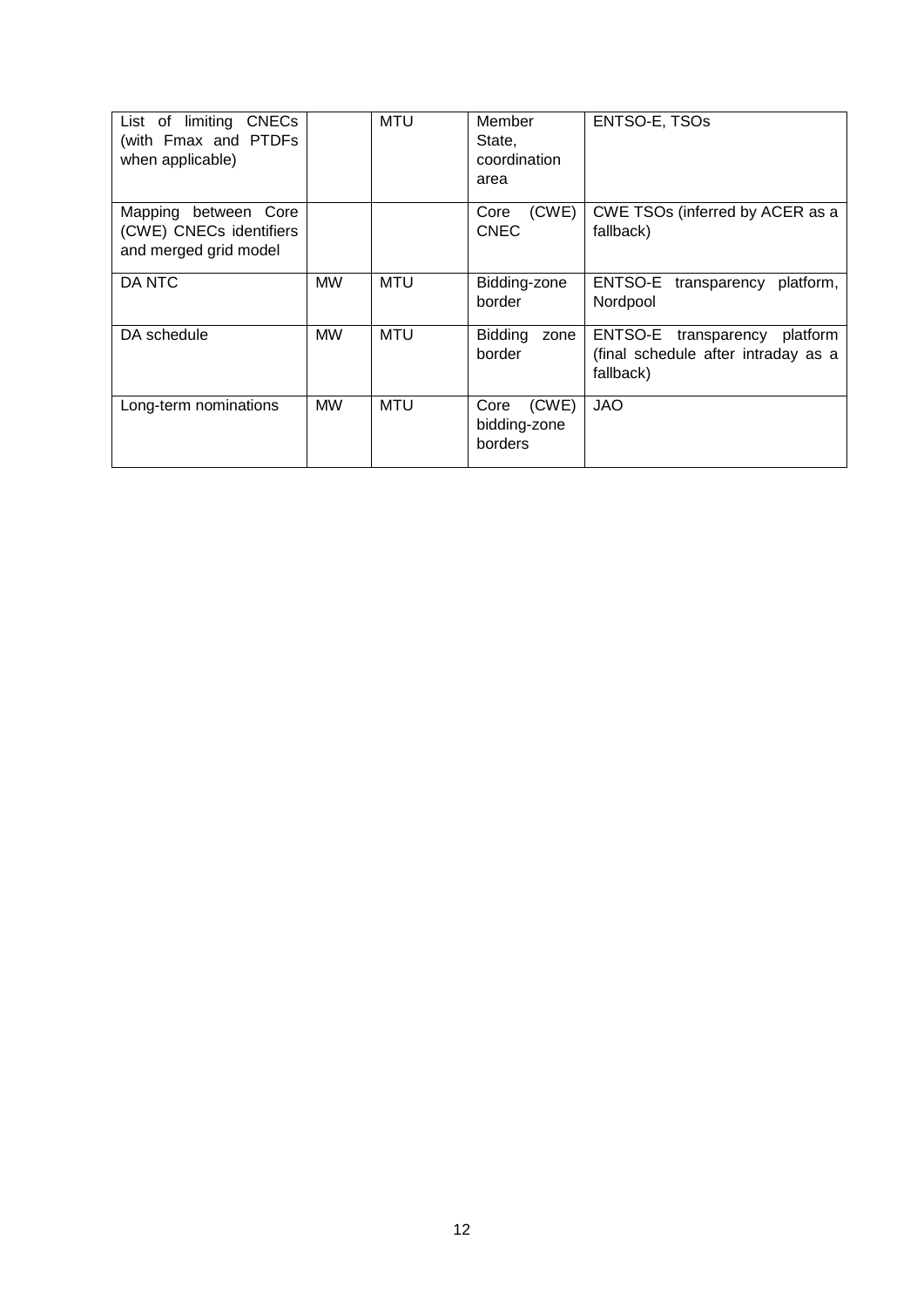| | | | | |
|---|---|---|---|---|
| List of limiting CNECs (with Fmax and PTDFs when applicable) | | MTU | Member State, coordination area | ENTSO-E, TSOs |
| Mapping between Core (CWE) CNECs identifiers and merged grid model | | | Core (CWE) CNEC | CWE TSOs (inferred by ACER as a fallback) |
| DA NTC | MW | MTU | Bidding-zone border | ENTSO-E transparency platform, Nordpool |
| DA schedule | MW | MTU | Bidding zone border | ENTSO-E transparency platform (final schedule after intraday as a fallback) |
| Long-term nominations | MW | MTU | Core (CWE) bidding-zone borders | JAO |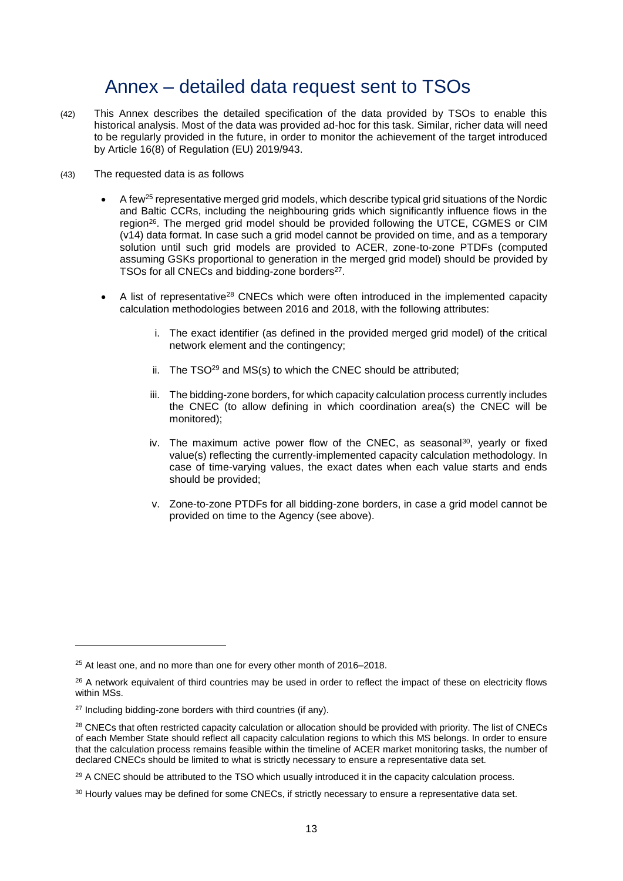# Annex – detailed data request sent to TSOs

(42) This Annex describes the detailed specification of the data provided by TSOs to enable this historical analysis. Most of the data was provided ad-hoc for this task. Similar, richer data will need to be regularly provided in the future, in order to monitor the achievement of the target introduced by Article 16(8) of Regulation (EU) 2019/943.

(43) The requested data is as follows

- A few[25] representative merged grid models, which describe typical grid situations of the Nordic and Baltic CCRs, including the neighbouring grids which significantly influence flows in the region[26]. The merged grid model should be provided following the UTCE, CGMES or CIM (v14) data format. In case such a grid model cannot be provided on time, and as a temporary solution until such grid models are provided to ACER, zone-to-zone PTDFs (computed assuming GSKs proportional to generation in the merged grid model) should be provided by TSOs for all CNECs and bidding-zone borders[27].

- A list of representative[28] CNECs which were often introduced in the implemented capacity calculation methodologies between 2016 and 2018, with the following attributes:

  i. The exact identifier (as defined in the provided merged grid model) of the critical network element and the contingency;

  ii. The TSO[29] and MS(s) to which the CNEC should be attributed;

  iii. The bidding-zone borders, for which capacity calculation process currently includes the CNEC (to allow defining in which coordination area(s) the CNEC will be monitored);

  iv. The maximum active power flow of the CNEC, as seasonal[30], yearly or fixed value(s) reflecting the currently-implemented capacity calculation methodology. In case of time-varying values, the exact dates when each value starts and ends should be provided;

  v. Zone-to-zone PTDFs for all bidding-zone borders, in case a grid model cannot be provided on time to the Agency (see above).

---

[25] At least one, and no more than one for every other month of 2016–2018.

[26] A network equivalent of third countries may be used in order to reflect the impact of these on electricity flows within MSs.

[27] Including bidding-zone borders with third countries (if any).

[28] CNECs that often restricted capacity calculation or allocation should be provided with priority. The list of CNECs of each Member State should reflect all capacity calculation regions to which this MS belongs. In order to ensure that the calculation process remains feasible within the timeline of ACER market monitoring tasks, the number of declared CNECs should be limited to what is strictly necessary to ensure a representative data set.

[29] A CNEC should be attributed to the TSO which usually introduced it in the capacity calculation process.

[30] Hourly values may be defined for some CNECs, if strictly necessary to ensure a representative data set.